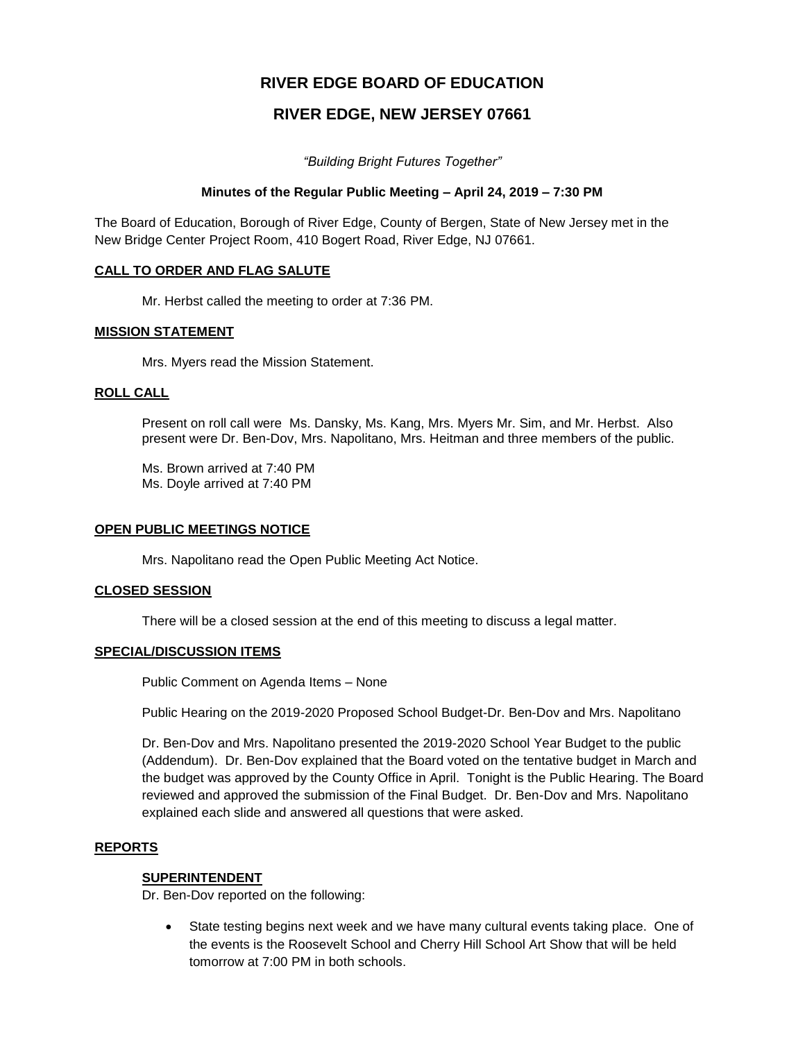# RIVER EDGE BOARD OF EDUCATION

## RIVER EDGE, NEW JERSEY 07661

*"Building Bright Futures Together"*

**Minutes of the Regular Public Meeting – April 24, 2019 – 7:30 PM**

The Board of Education, Borough of River Edge, County of Bergen, State of New Jersey met in the New Bridge Center Project Room, 410 Bogert Road, River Edge, NJ 07661.

### CALL TO ORDER AND FLAG SALUTE

Mr. Herbst called the meeting to order at 7:36 PM.

### MISSION STATEMENT

Mrs. Myers read the Mission Statement.

### ROLL CALL

Present on roll call were Ms. Dansky, Ms. Kang, Mrs. Myers Mr. Sim, and Mr. Herbst. Also present were Dr. Ben-Dov, Mrs. Napolitano, Mrs. Heitman and three members of the public.

Ms. Brown arrived at 7:40 PM
Ms. Doyle arrived at 7:40 PM

### OPEN PUBLIC MEETINGS NOTICE

Mrs. Napolitano read the Open Public Meeting Act Notice.

### CLOSED SESSION

There will be a closed session at the end of this meeting to discuss a legal matter.

### SPECIAL/DISCUSSION ITEMS

Public Comment on Agenda Items – None

Public Hearing on the 2019-2020 Proposed School Budget-Dr. Ben-Dov and Mrs. Napolitano

Dr. Ben-Dov and Mrs. Napolitano presented the 2019-2020 School Year Budget to the public (Addendum). Dr. Ben-Dov explained that the Board voted on the tentative budget in March and the budget was approved by the County Office in April. Tonight is the Public Hearing. The Board reviewed and approved the submission of the Final Budget. Dr. Ben-Dov and Mrs. Napolitano explained each slide and answered all questions that were asked.

### REPORTS

#### SUPERINTENDENT

Dr. Ben-Dov reported on the following:

- State testing begins next week and we have many cultural events taking place. One of the events is the Roosevelt School and Cherry Hill School Art Show that will be held tomorrow at 7:00 PM in both schools.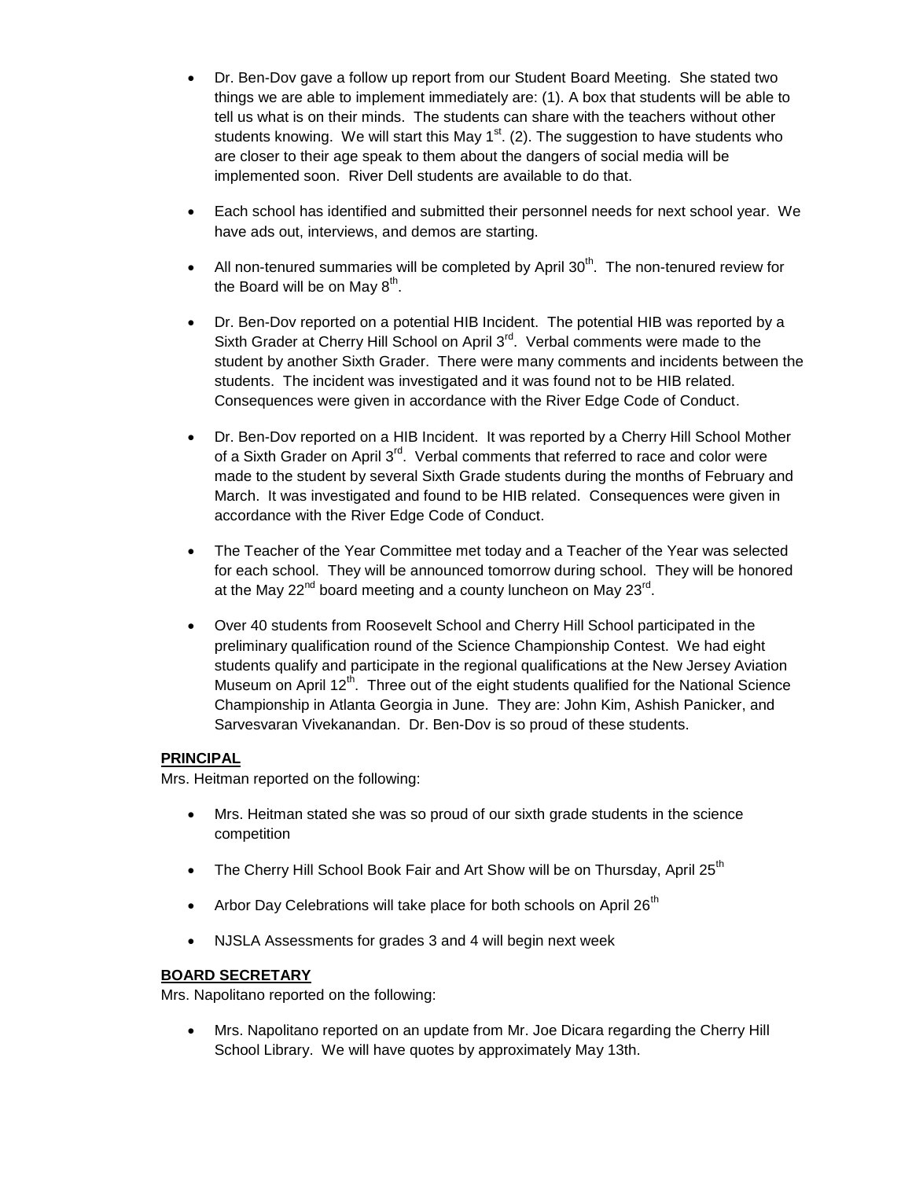- Dr. Ben-Dov gave a follow up report from our Student Board Meeting. She stated two things we are able to implement immediately are: (1). A box that students will be able to tell us what is on their minds. The students can share with the teachers without other students knowing. We will start this May 1st. (2). The suggestion to have students who are closer to their age speak to them about the dangers of social media will be implemented soon. River Dell students are available to do that.

- Each school has identified and submitted their personnel needs for next school year. We have ads out, interviews, and demos are starting.

- All non-tenured summaries will be completed by April 30th. The non-tenured review for the Board will be on May 8th.

- Dr. Ben-Dov reported on a potential HIB Incident. The potential HIB was reported by a Sixth Grader at Cherry Hill School on April 3rd. Verbal comments were made to the student by another Sixth Grader. There were many comments and incidents between the students. The incident was investigated and it was found not to be HIB related. Consequences were given in accordance with the River Edge Code of Conduct.

- Dr. Ben-Dov reported on a HIB Incident. It was reported by a Cherry Hill School Mother of a Sixth Grader on April 3rd. Verbal comments that referred to race and color were made to the student by several Sixth Grade students during the months of February and March. It was investigated and found to be HIB related. Consequences were given in accordance with the River Edge Code of Conduct.

- The Teacher of the Year Committee met today and a Teacher of the Year was selected for each school. They will be announced tomorrow during school. They will be honored at the May 22nd board meeting and a county luncheon on May 23rd.

- Over 40 students from Roosevelt School and Cherry Hill School participated in the preliminary qualification round of the Science Championship Contest. We had eight students qualify and participate in the regional qualifications at the New Jersey Aviation Museum on April 12th. Three out of the eight students qualified for the National Science Championship in Atlanta Georgia in June. They are: John Kim, Ashish Panicker, and Sarvesvaran Vivekanandan. Dr. Ben-Dov is so proud of these students.

**PRINCIPAL**

Mrs. Heitman reported on the following:

- Mrs. Heitman stated she was so proud of our sixth grade students in the science competition

- The Cherry Hill School Book Fair and Art Show will be on Thursday, April 25th

- Arbor Day Celebrations will take place for both schools on April 26th

- NJSLA Assessments for grades 3 and 4 will begin next week

**BOARD SECRETARY**

Mrs. Napolitano reported on the following:

- Mrs. Napolitano reported on an update from Mr. Joe Dicara regarding the Cherry Hill School Library. We will have quotes by approximately May 13th.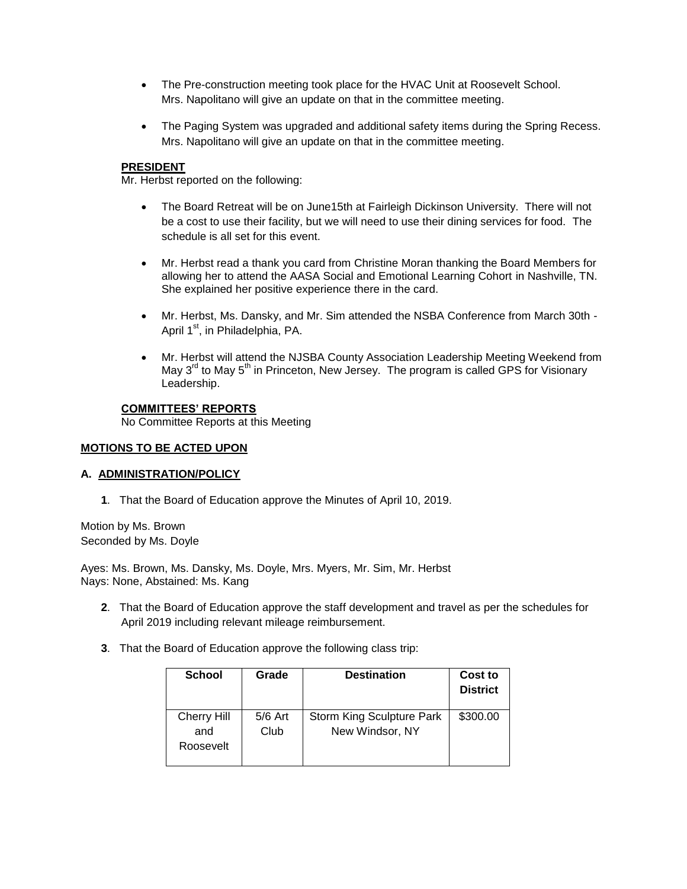- The Pre-construction meeting took place for the HVAC Unit at Roosevelt School. Mrs. Napolitano will give an update on that in the committee meeting.

- The Paging System was upgraded and additional safety items during the Spring Recess. Mrs. Napolitano will give an update on that in the committee meeting.

**PRESIDENT**

Mr. Herbst reported on the following:

- The Board Retreat will be on June15th at Fairleigh Dickinson University. There will not be a cost to use their facility, but we will need to use their dining services for food. The schedule is all set for this event.

- Mr. Herbst read a thank you card from Christine Moran thanking the Board Members for allowing her to attend the AASA Social and Emotional Learning Cohort in Nashville, TN. She explained her positive experience there in the card.

- Mr. Herbst, Ms. Dansky, and Mr. Sim attended the NSBA Conference from March 30th - April 1st, in Philadelphia, PA.

- Mr. Herbst will attend the NJSBA County Association Leadership Meeting Weekend from May 3rd to May 5th in Princeton, New Jersey. The program is called GPS for Visionary Leadership.

**COMMITTEES' REPORTS**

No Committee Reports at this Meeting

**MOTIONS TO BE ACTED UPON**

**A. ADMINISTRATION/POLICY**

**1**. That the Board of Education approve the Minutes of April 10, 2019.

Motion by Ms. Brown
Seconded by Ms. Doyle

Ayes: Ms. Brown, Ms. Dansky, Ms. Doyle, Mrs. Myers, Mr. Sim, Mr. Herbst
Nays: None, Abstained: Ms. Kang

**2**. That the Board of Education approve the staff development and travel as per the schedules for April 2019 including relevant mileage reimbursement.

**3**. That the Board of Education approve the following class trip:

| School | Grade | Destination | Cost to District |
|---|---|---|---|
| Cherry Hill and Roosevelt | 5/6 Art Club | Storm King Sculpture Park New Windsor, NY | $300.00 |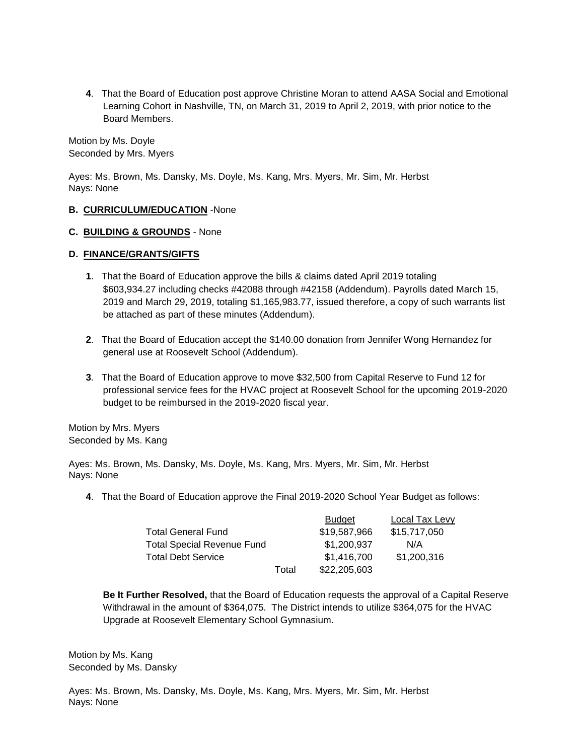**4**. That the Board of Education post approve Christine Moran to attend AASA Social and Emotional Learning Cohort in Nashville, TN, on March 31, 2019 to April 2, 2019, with prior notice to the Board Members.

Motion by Ms. Doyle
Seconded by Mrs. Myers

Ayes: Ms. Brown, Ms. Dansky, Ms. Doyle, Ms. Kang, Mrs. Myers, Mr. Sim, Mr. Herbst
Nays: None

**B. CURRICULUM/EDUCATION** -None

**C. BUILDING & GROUNDS** - None

**D. FINANCE/GRANTS/GIFTS**

**1**. That the Board of Education approve the bills & claims dated April 2019 totaling $603,934.27 including checks #42088 through #42158 (Addendum). Payrolls dated March 15, 2019 and March 29, 2019, totaling $1,165,983.77, issued therefore, a copy of such warrants list be attached as part of these minutes (Addendum).

**2**. That the Board of Education accept the $140.00 donation from Jennifer Wong Hernandez for general use at Roosevelt School (Addendum).

**3**. That the Board of Education approve to move $32,500 from Capital Reserve to Fund 12 for professional service fees for the HVAC project at Roosevelt School for the upcoming 2019-2020 budget to be reimbursed in the 2019-2020 fiscal year.

Motion by Mrs. Myers
Seconded by Ms. Kang

Ayes: Ms. Brown, Ms. Dansky, Ms. Doyle, Ms. Kang, Mrs. Myers, Mr. Sim, Mr. Herbst
Nays: None

**4**. That the Board of Education approve the Final 2019-2020 School Year Budget as follows:

| | | Budget | Local Tax Levy |
|---|---|---|---|
| Total General Fund | | $19,587,966 | $15,717,050 |
| Total Special Revenue Fund | | $1,200,937 | N/A |
| Total Debt Service | | $1,416,700 | $1,200,316 |
| | Total | $22,205,603 | |

**Be It Further Resolved,** that the Board of Education requests the approval of a Capital Reserve Withdrawal in the amount of $364,075. The District intends to utilize $364,075 for the HVAC Upgrade at Roosevelt Elementary School Gymnasium.

Motion by Ms. Kang
Seconded by Ms. Dansky

Ayes: Ms. Brown, Ms. Dansky, Ms. Doyle, Ms. Kang, Mrs. Myers, Mr. Sim, Mr. Herbst
Nays: None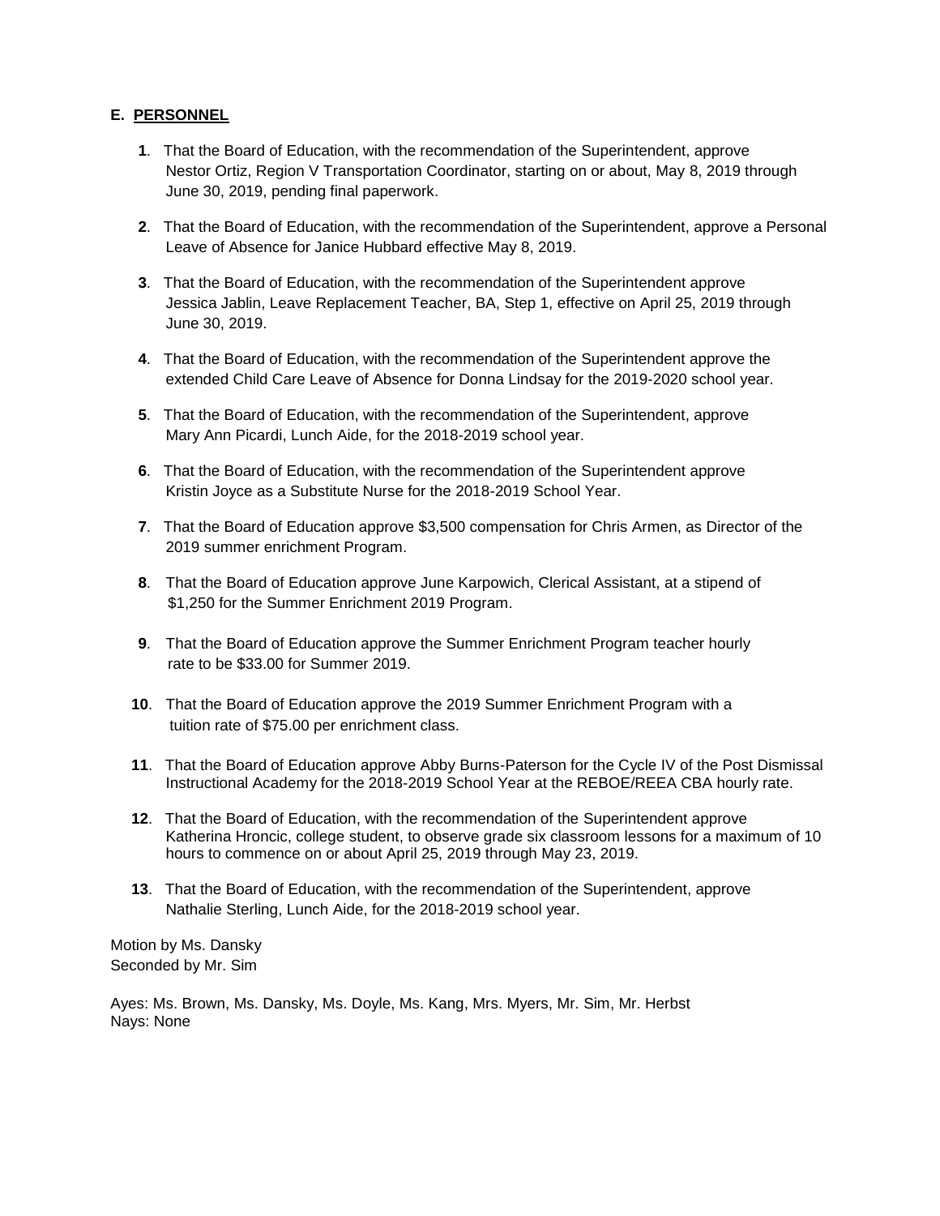## E. PERSONNEL

**1**. That the Board of Education, with the recommendation of the Superintendent, approve Nestor Ortiz, Region V Transportation Coordinator, starting on or about, May 8, 2019 through June 30, 2019, pending final paperwork.

**2**. That the Board of Education, with the recommendation of the Superintendent, approve a Personal Leave of Absence for Janice Hubbard effective May 8, 2019.

**3**. That the Board of Education, with the recommendation of the Superintendent approve Jessica Jablin, Leave Replacement Teacher, BA, Step 1, effective on April 25, 2019 through June 30, 2019.

**4**. That the Board of Education, with the recommendation of the Superintendent approve the extended Child Care Leave of Absence for Donna Lindsay for the 2019-2020 school year.

**5**. That the Board of Education, with the recommendation of the Superintendent, approve Mary Ann Picardi, Lunch Aide, for the 2018-2019 school year.

**6**. That the Board of Education, with the recommendation of the Superintendent approve Kristin Joyce as a Substitute Nurse for the 2018-2019 School Year.

**7**. That the Board of Education approve $3,500 compensation for Chris Armen, as Director of the 2019 summer enrichment Program.

**8**. That the Board of Education approve June Karpowich, Clerical Assistant, at a stipend of $1,250 for the Summer Enrichment 2019 Program.

**9**. That the Board of Education approve the Summer Enrichment Program teacher hourly rate to be $33.00 for Summer 2019.

**10**. That the Board of Education approve the 2019 Summer Enrichment Program with a tuition rate of $75.00 per enrichment class.

**11**. That the Board of Education approve Abby Burns-Paterson for the Cycle IV of the Post Dismissal Instructional Academy for the 2018-2019 School Year at the REBOE/REEA CBA hourly rate.

**12**. That the Board of Education, with the recommendation of the Superintendent approve Katherina Hroncic, college student, to observe grade six classroom lessons for a maximum of 10 hours to commence on or about April 25, 2019 through May 23, 2019.

**13**. That the Board of Education, with the recommendation of the Superintendent, approve Nathalie Sterling, Lunch Aide, for the 2018-2019 school year.

Motion by Ms. Dansky
Seconded by Mr. Sim

Ayes: Ms. Brown, Ms. Dansky, Ms. Doyle, Ms. Kang, Mrs. Myers, Mr. Sim, Mr. Herbst
Nays: None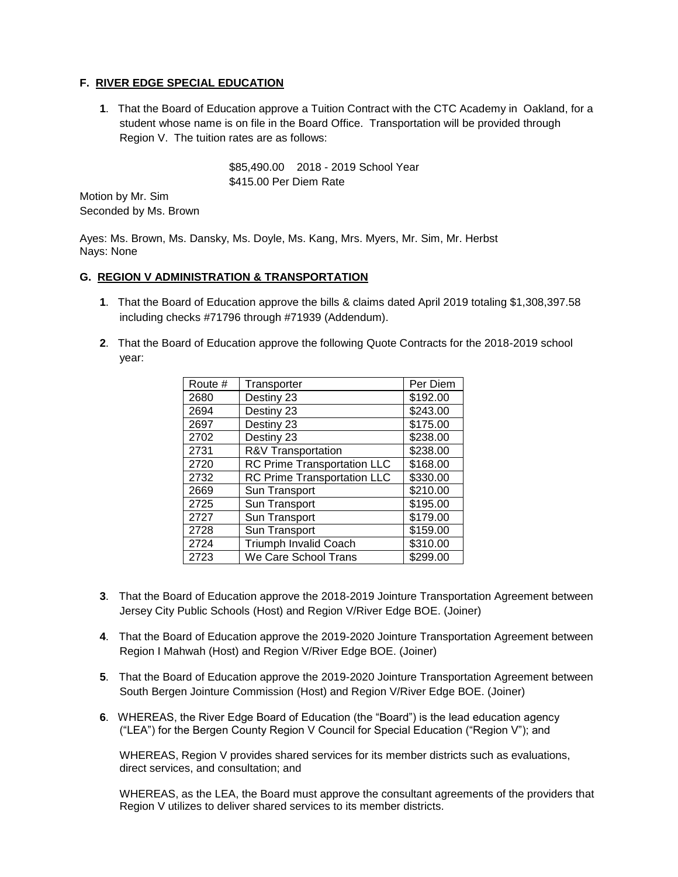**F. RIVER EDGE SPECIAL EDUCATION**

**1**. That the Board of Education approve a Tuition Contract with the CTC Academy in Oakland, for a student whose name is on file in the Board Office. Transportation will be provided through Region V. The tuition rates are as follows:

$85,490.00 2018 - 2019 School Year
$415.00 Per Diem Rate

Motion by Mr. Sim
Seconded by Ms. Brown

Ayes: Ms. Brown, Ms. Dansky, Ms. Doyle, Ms. Kang, Mrs. Myers, Mr. Sim, Mr. Herbst
Nays: None

**G. REGION V ADMINISTRATION & TRANSPORTATION**

**1**. That the Board of Education approve the bills & claims dated April 2019 totaling $1,308,397.58 including checks #71796 through #71939 (Addendum).

**2**. That the Board of Education approve the following Quote Contracts for the 2018-2019 school year:

| Route # | Transporter | Per Diem |
|---|---|---|
| 2680 | Destiny 23 | $192.00 |
| 2694 | Destiny 23 | $243.00 |
| 2697 | Destiny 23 | $175.00 |
| 2702 | Destiny 23 | $238.00 |
| 2731 | R&V Transportation | $238.00 |
| 2720 | RC Prime Transportation LLC | $168.00 |
| 2732 | RC Prime Transportation LLC | $330.00 |
| 2669 | Sun Transport | $210.00 |
| 2725 | Sun Transport | $195.00 |
| 2727 | Sun Transport | $179.00 |
| 2728 | Sun Transport | $159.00 |
| 2724 | Triumph Invalid Coach | $310.00 |
| 2723 | We Care School Trans | $299.00 |

**3**. That the Board of Education approve the 2018-2019 Jointure Transportation Agreement between Jersey City Public Schools (Host) and Region V/River Edge BOE. (Joiner)

**4**. That the Board of Education approve the 2019-2020 Jointure Transportation Agreement between Region I Mahwah (Host) and Region V/River Edge BOE. (Joiner)

**5**. That the Board of Education approve the 2019-2020 Jointure Transportation Agreement between South Bergen Jointure Commission (Host) and Region V/River Edge BOE. (Joiner)

**6**. WHEREAS, the River Edge Board of Education (the "Board") is the lead education agency ("LEA") for the Bergen County Region V Council for Special Education ("Region V"); and

WHEREAS, Region V provides shared services for its member districts such as evaluations, direct services, and consultation; and

WHEREAS, as the LEA, the Board must approve the consultant agreements of the providers that Region V utilizes to deliver shared services to its member districts.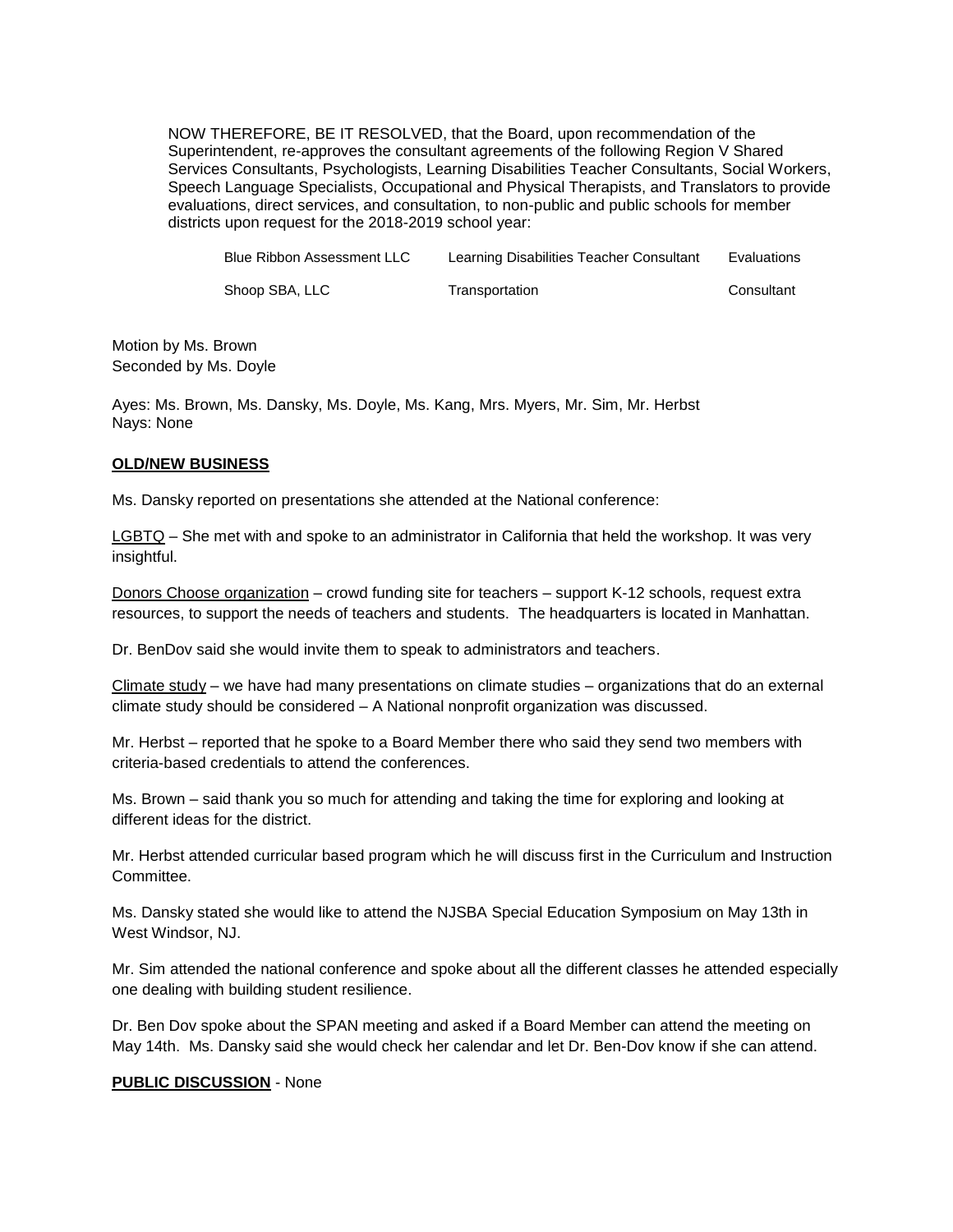NOW THEREFORE, BE IT RESOLVED, that the Board, upon recommendation of the Superintendent, re-approves the consultant agreements of the following Region V Shared Services Consultants, Psychologists, Learning Disabilities Teacher Consultants, Social Workers, Speech Language Specialists, Occupational and Physical Therapists, and Translators to provide evaluations, direct services, and consultation, to non-public and public schools for member districts upon request for the 2018-2019 school year:

| | | |
|---|---|---|
| Blue Ribbon Assessment LLC | Learning Disabilities Teacher Consultant | Evaluations |
| Shoop SBA, LLC | Transportation | Consultant |

Motion by Ms. Brown
Seconded by Ms. Doyle

Ayes: Ms. Brown, Ms. Dansky, Ms. Doyle, Ms. Kang, Mrs. Myers, Mr. Sim, Mr. Herbst
Nays: None

**OLD/NEW BUSINESS**

Ms. Dansky reported on presentations she attended at the National conference:

LGBTQ – She met with and spoke to an administrator in California that held the workshop. It was very insightful.

Donors Choose organization – crowd funding site for teachers – support K-12 schools, request extra resources, to support the needs of teachers and students. The headquarters is located in Manhattan.

Dr. BenDov said she would invite them to speak to administrators and teachers.

Climate study – we have had many presentations on climate studies – organizations that do an external climate study should be considered – A National nonprofit organization was discussed.

Mr. Herbst – reported that he spoke to a Board Member there who said they send two members with criteria-based credentials to attend the conferences.

Ms. Brown – said thank you so much for attending and taking the time for exploring and looking at different ideas for the district.

Mr. Herbst attended curricular based program which he will discuss first in the Curriculum and Instruction Committee.

Ms. Dansky stated she would like to attend the NJSBA Special Education Symposium on May 13th in West Windsor, NJ.

Mr. Sim attended the national conference and spoke about all the different classes he attended especially one dealing with building student resilience.

Dr. Ben Dov spoke about the SPAN meeting and asked if a Board Member can attend the meeting on May 14th. Ms. Dansky said she would check her calendar and let Dr. Ben-Dov know if she can attend.

**PUBLIC DISCUSSION** - None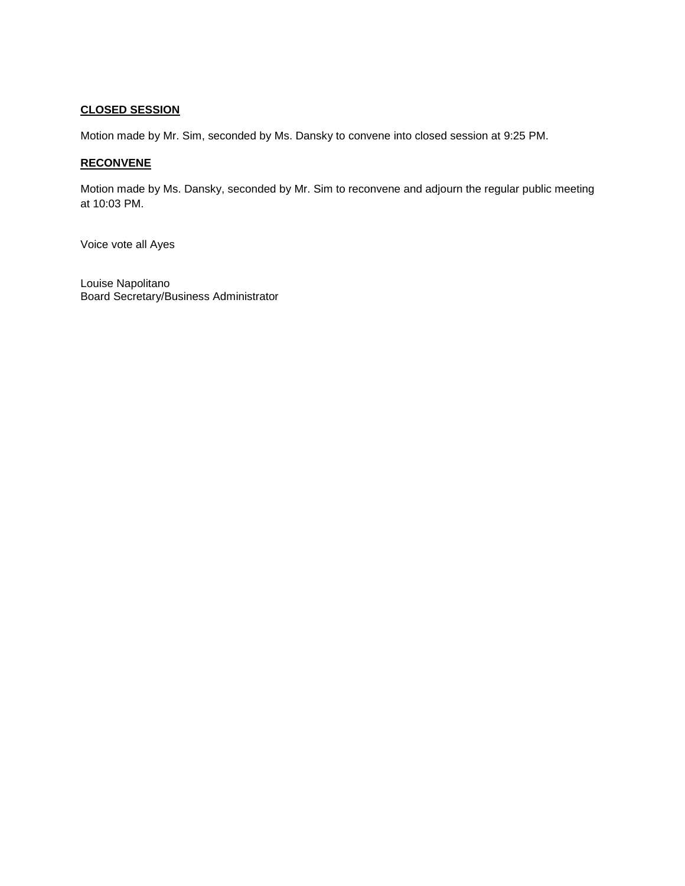**CLOSED SESSION**

Motion made by Mr. Sim, seconded by Ms. Dansky to convene into closed session at 9:25 PM.

**RECONVENE**

Motion made by Ms. Dansky, seconded by Mr. Sim to reconvene and adjourn the regular public meeting at 10:03 PM.

Voice vote all Ayes

Louise Napolitano
Board Secretary/Business Administrator